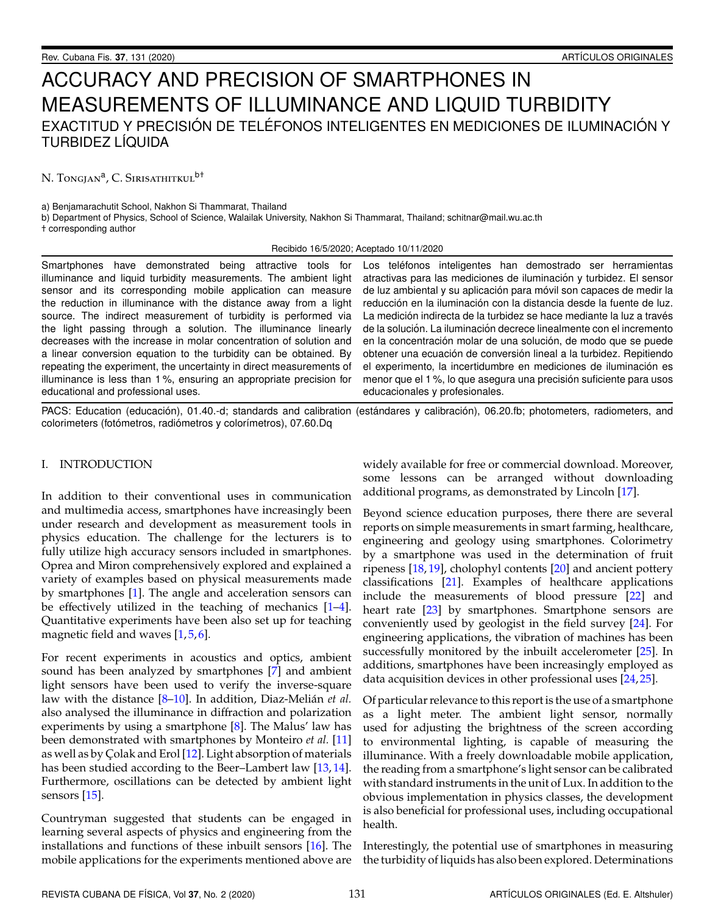# ACCURACY AND PRECISION OF SMARTPHONES IN MEASUREMENTS OF ILLUMINANCE AND LIQUID TURBIDITY

## EXACTITUD Y PRECISIÓN DE TELÉFONOS INTELIGENTES EN MEDICIONES DE ILUMINACIÓN Y TURBIDEZ LÍQUIDA

N. Tongjan[a], C. Sirisathitkul[b†]

a) Benjamarachutit School, Nakhon Si Thammarat, Thailand
b) Department of Physics, School of Science, Walailak University, Nakhon Si Thammarat, Thailand; schitnar@mail.wu.ac.th
† corresponding author

Recibido 16/5/2020; Aceptado 10/11/2020

Smartphones have demonstrated being attractive tools for illuminance and liquid turbidity measurements. The ambient light sensor and its corresponding mobile application can measure the reduction in illuminance with the distance away from a light source. The indirect measurement of turbidity is performed via the light passing through a solution. The illuminance linearly decreases with the increase in molar concentration of solution and a linear conversion equation to the turbidity can be obtained. By repeating the experiment, the uncertainty in direct measurements of illuminance is less than 1 %, ensuring an appropriate precision for educational and professional uses.

Los teléfonos inteligentes han demostrado ser herramientas atractivas para las mediciones de iluminación y turbidez. El sensor de luz ambiental y su aplicación para móvil son capaces de medir la reducción en la iluminación con la distancia desde la fuente de luz. La medición indirecta de la turbidez se hace mediante la luz a través de la solución. La iluminación decrece linealmente con el incremento en la concentración molar de una solución, de modo que se puede obtener una ecuación de conversión lineal a la turbidez. Repitiendo el experimento, la incertidumbre en mediciones de iluminación es menor que el 1 %, lo que asegura una precisión suficiente para usos educacionales y profesionales.

PACS: Education (educación), 01.40.-d; standards and calibration (estándares y calibración), 06.20.fb; photometers, radiometers, and colorimeters (fotómetros, radiómetros y colorímetros), 07.60.Dq

## I. INTRODUCTION

In addition to their conventional uses in communication and multimedia access, smartphones have increasingly been under research and development as measurement tools in physics education. The challenge for the lecturers is to fully utilize high accuracy sensors included in smartphones. Oprea and Miron comprehensively explored and explained a variety of examples based on physical measurements made by smartphones [1]. The angle and acceleration sensors can be effectively utilized in the teaching of mechanics [1–4]. Quantitative experiments have been also set up for teaching magnetic field and waves [1,5,6].

For recent experiments in acoustics and optics, ambient sound has been analyzed by smartphones [7] and ambient light sensors have been used to verify the inverse-square law with the distance [8–10]. In addition, Diaz-Melián *et al.* also analysed the illuminance in diffraction and polarization experiments by using a smartphone [8]. The Malus' law has been demonstrated with smartphones by Monteiro *et al.* [11] as well as by Çolak and Erol [12]. Light absorption of materials has been studied according to the Beer–Lambert law [13,14]. Furthermore, oscillations can be detected by ambient light sensors [15].

Countryman suggested that students can be engaged in learning several aspects of physics and engineering from the installations and functions of these inbuilt sensors [16]. The mobile applications for the experiments mentioned above are widely available for free or commercial download. Moreover, some lessons can be arranged without downloading additional programs, as demonstrated by Lincoln [17].

Beyond science education purposes, there there are several reports on simple measurements in smart farming, healthcare, engineering and geology using smartphones. Colorimetry by a smartphone was used in the determination of fruit ripeness [18,19], cholophyl contents [20] and ancient pottery classifications [21]. Examples of healthcare applications include the measurements of blood pressure [22] and heart rate [23] by smartphones. Smartphone sensors are conveniently used by geologist in the field survey [24]. For engineering applications, the vibration of machines has been successfully monitored by the inbuilt accelerometer [25]. In additions, smartphones have been increasingly employed as data acquisition devices in other professional uses [24,25].

Of particular relevance to this report is the use of a smartphone as a light meter. The ambient light sensor, normally used for adjusting the brightness of the screen according to environmental lighting, is capable of measuring the illuminance. With a freely downloadable mobile application, the reading from a smartphone's light sensor can be calibrated with standard instruments in the unit of Lux. In addition to the obvious implementation in physics classes, the development is also beneficial for professional uses, including occupational health.

Interestingly, the potential use of smartphones in measuring the turbidity of liquids has also been explored. Determinations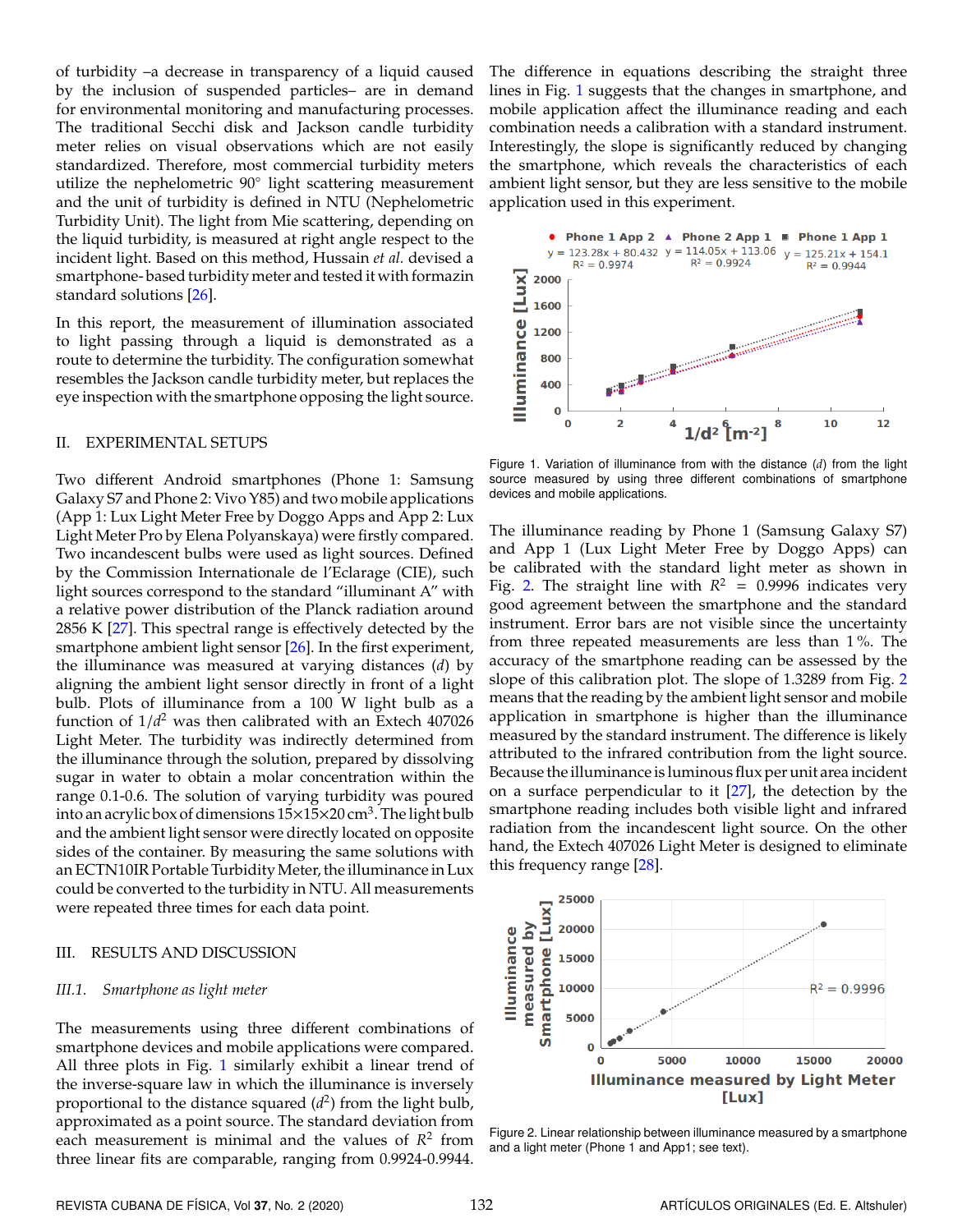of turbidity –a decrease in transparency of a liquid caused by the inclusion of suspended particles– are in demand for environmental monitoring and manufacturing processes. The traditional Secchi disk and Jackson candle turbidity meter relies on visual observations which are not easily standardized. Therefore, most commercial turbidity meters utilize the nephelometric 90° light scattering measurement and the unit of turbidity is defined in NTU (Nephelometric Turbidity Unit). The light from Mie scattering, depending on the liquid turbidity, is measured at right angle respect to the incident light. Based on this method, Hussain *et al.* devised a smartphone-based turbidity meter and tested it with formazin standard solutions [26].

In this report, the measurement of illumination associated to light passing through a liquid is demonstrated as a route to determine the turbidity. The configuration somewhat resembles the Jackson candle turbidity meter, but replaces the eye inspection with the smartphone opposing the light source.

## II. EXPERIMENTAL SETUPS

Two different Android smartphones (Phone 1: Samsung Galaxy S7 and Phone 2: Vivo Y85) and two mobile applications (App 1: Lux Light Meter Free by Doggo Apps and App 2: Lux Light Meter Pro by Elena Polyanskaya) were firstly compared. Two incandescent bulbs were used as light sources. Defined by the Commission Internationale de l'Eclarage (CIE), such light sources correspond to the standard "illuminant A" with a relative power distribution of the Planck radiation around 2856 K [27]. This spectral range is effectively detected by the smartphone ambient light sensor [26]. In the first experiment, the illuminance was measured at varying distances ($d$) by aligning the ambient light sensor directly in front of a light bulb. Plots of illuminance from a 100 W light bulb as a function of $1/d^2$ was then calibrated with an Extech 407026 Light Meter. The turbidity was indirectly determined from the illuminance through the solution, prepared by dissolving sugar in water to obtain a molar concentration within the range 0.1-0.6. The solution of varying turbidity was poured into an acrylic box of dimensions 15×15×20 cm$^3$. The light bulb and the ambient light sensor were directly located on opposite sides of the container. By measuring the same solutions with an ECTN10IR Portable Turbidity Meter, the illuminance in Lux could be converted to the turbidity in NTU. All measurements were repeated three times for each data point.

## III. RESULTS AND DISCUSSION

### *III.1. Smartphone as light meter*

The measurements using three different combinations of smartphone devices and mobile applications were compared. All three plots in Fig. 1 similarly exhibit a linear trend of the illuminance in which the illuminance is inversely proportional to the distance squared ($d^2$) from the light bulb, approximated as a point source. The standard deviation from each measurement is minimal and the values of $R^2$ from three linear fits are comparable, ranging from 0.9924-0.9944. The difference in equations describing the straight three lines in Fig. 1 suggests that the changes in smartphone, and mobile application affect the illuminance reading and each combination needs a calibration with a standard instrument. Interestingly, the slope is significantly reduced by changing the smartphone, which reveals the characteristics of each ambient light sensor, but they are less sensitive to the mobile application used in this experiment.

Figure 1. Variation of illuminance from with the distance ($d$) from the light source measured by using three different combinations of smartphone devices and mobile applications.

The illuminance reading by Phone 1 (Samsung Galaxy S7) and App 1 (Lux Light Meter Free by Doggo Apps) can be calibrated with the standard light meter as shown in Fig. 2. The straight line with $R^2 = 0.9996$ indicates very good agreement between the smartphone and the standard instrument. Error bars are not visible since the uncertainty from three repeated measurements are less than 1%. The accuracy of the smartphone reading can be assessed by the slope of this calibration plot. The slope of 1.3289 from Fig. 2 means that the reading by the ambient light sensor and mobile application in smartphone is higher than the illuminance measured by the standard instrument. The difference is likely attributed to the infrared contribution from the light source. Because the illuminance is luminous flux per unit area incident on a surface perpendicular to it [27], the detection by the smartphone reading includes both visible light and infrared radiation from the incandescent light source. On the other hand, the Extech 407026 Light Meter is designed to eliminate this frequency range [28].

Figure 2. Linear relationship between illuminance measured by a smartphone and a light meter (Phone 1 and App1; see text).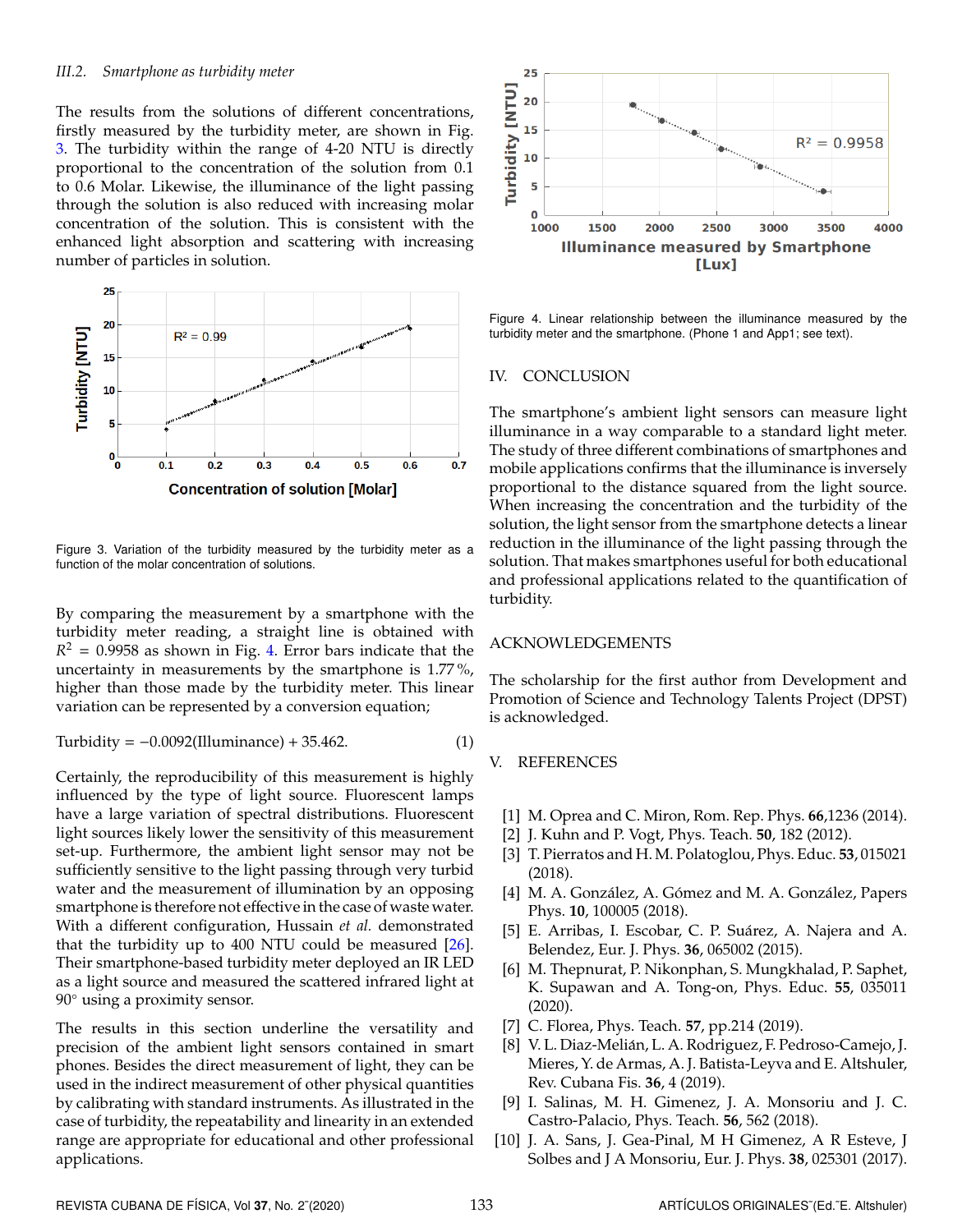### III.2. Smartphone as turbidity meter

The results from the solutions of different concentrations, firstly measured by the turbidity meter, are shown in Fig. 3. The turbidity within the range of 4-20 NTU is directly proportional to the concentration of the solution from 0.1 to 0.6 Molar. Likewise, the illuminance of the light passing through the solution is also reduced with increasing molar concentration of the solution. This is consistent with the enhanced light absorption and scattering with increasing number of particles in solution.

Figure 3. Variation of the turbidity measured by the turbidity meter as a function of the molar concentration of solutions.

By comparing the measurement by a smartphone with the turbidity meter reading, a straight line is obtained with $R^2 = 0.9958$ as shown in Fig. 4. Error bars indicate that the uncertainty in measurements by the smartphone is 1.77 %, higher than those made by the turbidity meter. This linear variation can be represented by a conversion equation;

$$\text{Turbidity} = -0.0092(\text{Illuminance}) + 35.462. \quad (1)$$

Certainly, the reproducibility of this measurement is highly influenced by the type of light source. Fluorescent lamps have a large variation of spectral distributions. Fluorescent light sources likely lower the sensitivity of this measurement set-up. Furthermore, the ambient light sensor may not be sufficiently sensitive to the light passing through very turbid water and the measurement of illumination by an opposing smartphone is therefore not effective in the case of waste water. With a different configuration, Hussain *et al.* demonstrated that the turbidity up to 400 NTU could be measured [26]. Their smartphone-based turbidity meter deployed an IR LED as a light source and measured the scattered infrared light at 90° using a proximity sensor.

The results in this section underline the versatility and precision of the ambient light sensors contained in smart phones. Besides the direct measurement of light, they can be used in the indirect measurement of other physical quantities by calibrating with standard instruments. As illustrated in the case of turbidity, the repeatability and linearity in an extended range are appropriate for educational and other professional applications.

Figure 4. Linear relationship between the illuminance measured by the turbidity meter and the smartphone. (Phone 1 and App1; see text).

## IV. CONCLUSION

The smartphone's ambient light sensors can measure light illuminance in a way comparable to a standard light meter. The study of three different combinations of smartphones and mobile applications confirms that the illuminance is inversely proportional to the distance squared from the light source. When increasing the concentration and the turbidity of the solution, the light sensor from the smartphone detects a linear reduction in the illuminance of the light passing through the solution. That makes smartphones useful for both educational and professional applications related to the quantification of turbidity.

## ACKNOWLEDGEMENTS

The scholarship for the first author from Development and Promotion of Science and Technology Talents Project (DPST) is acknowledged.

## V. REFERENCES

[1] M. Oprea and C. Miron, Rom. Rep. Phys. **66**,1236 (2014).

[2] J. Kuhn and P. Vogt, Phys. Teach. **50**, 182 (2012).

[3] T. Pierratos and H. M. Polatoglou, Phys. Educ. **53**, 015021 (2018).

[4] M. A. González, A. Gómez and M. A. González, Papers Phys. **10**, 100005 (2018).

[5] E. Arribas, I. Escobar, C. P. Suárez, A. Najera and A. Belendez, Eur. J. Phys. **36**, 065002 (2015).

[6] M. Thepnurat, P. Nikonphan, S. Mungkhalad, P. Saphet, K. Supawan and A. Tong-on, Phys. Educ. **55**, 035011 (2020).

[7] C. Florea, Phys. Teach. **57**, pp.214 (2019).

[8] V. L. Diaz-Melián, L. A. Rodriguez, F. Pedroso-Camejo, J. Mieres, Y. de Armas, A. J. Batista-Leyva and E. Altshuler, Rev. Cubana Fis. **36**, 4 (2019).

[9] I. Salinas, M. H. Gimenez, J. A. Monsoriu and J. C. Castro-Palacio, Phys. Teach. **56**, 562 (2018).

[10] J. A. Sans, J. Gea-Pinal, M H Gimenez, A R Esteve, J Solbes and J A Monsoriu, Eur. J. Phys. **38**, 025301 (2017).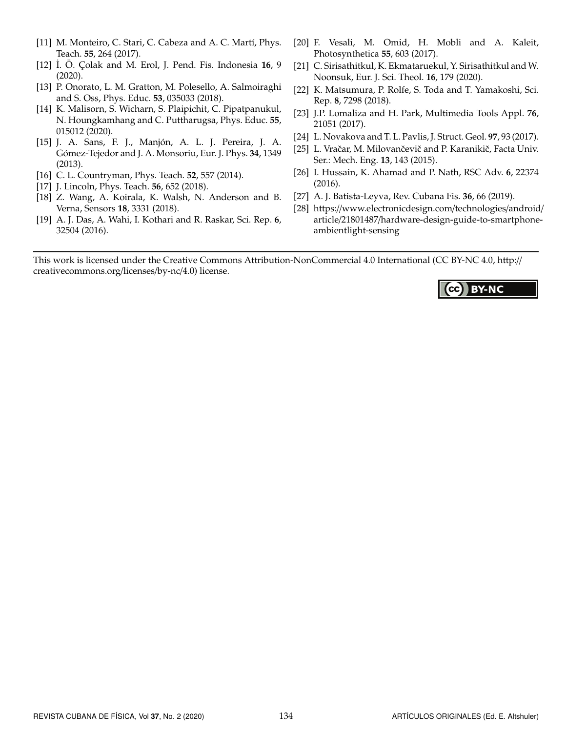[11] M. Monteiro, C. Stari, C. Cabeza and A. C. Martí, Phys. Teach. **55**, 264 (2017).

[12] İ. Ö. Çolak and M. Erol, J. Pend. Fis. Indonesia **16**, 9 (2020).

[13] P. Onorato, L. M. Gratton, M. Polesello, A. Salmoiraghi and S. Oss, Phys. Educ. **53**, 035033 (2018).

[14] K. Malisorn, S. Wicharn, S. Plaipichit, C. Pipatpanukul, N. Houngkamhang and C. Puttharugsa, Phys. Educ. **55**, 015012 (2020).

[15] J. A. Sans, F. J., Manjón, A. L. J. Pereira, J. A. Gómez-Tejedor and J. A. Monsoriu, Eur. J. Phys. **34**, 1349 (2013).

[16] C. L. Countryman, Phys. Teach. **52**, 557 (2014).

[17] J. Lincoln, Phys. Teach. **56**, 652 (2018).

[18] Z. Wang, A. Koirala, K. Walsh, N. Anderson and B. Verna, Sensors **18**, 3331 (2018).

[19] A. J. Das, A. Wahi, I. Kothari and R. Raskar, Sci. Rep. **6**, 32504 (2016).

[20] F. Vesali, M. Omid, H. Mobli and A. Kaleit, Photosynthetica **55**, 603 (2017).

[21] C. Sirisathitkul, K. Ekmataruekul, Y. Sirisathitkul and W. Noonsuk, Eur. J. Sci. Theol. **16**, 179 (2020).

[22] K. Matsumura, P. Rolfe, S. Toda and T. Yamakoshi, Sci. Rep. **8**, 7298 (2018).

[23] J.P. Lomaliza and H. Park, Multimedia Tools Appl. **76**, 21051 (2017).

[24] L. Novakova and T. L. Pavlis, J. Struct. Geol. **97**, 93 (2017).

[25] L. Vračar, M. Milovančevič and P. Karanikič, Facta Univ. Ser.: Mech. Eng. **13**, 143 (2015).

[26] I. Hussain, K. Ahamad and P. Nath, RSC Adv. **6**, 22374 (2016).

[27] A. J. Batista-Leyva, Rev. Cubana Fis. **36**, 66 (2019).

[28] https://www.electronicdesign.com/technologies/android/article/21801487/hardware-design-guide-to-smartphone-ambientlight-sensing

This work is licensed under the Creative Commons Attribution-NonCommercial 4.0 International (CC BY-NC 4.0, http://creativecommons.org/licenses/by-nc/4.0) license.